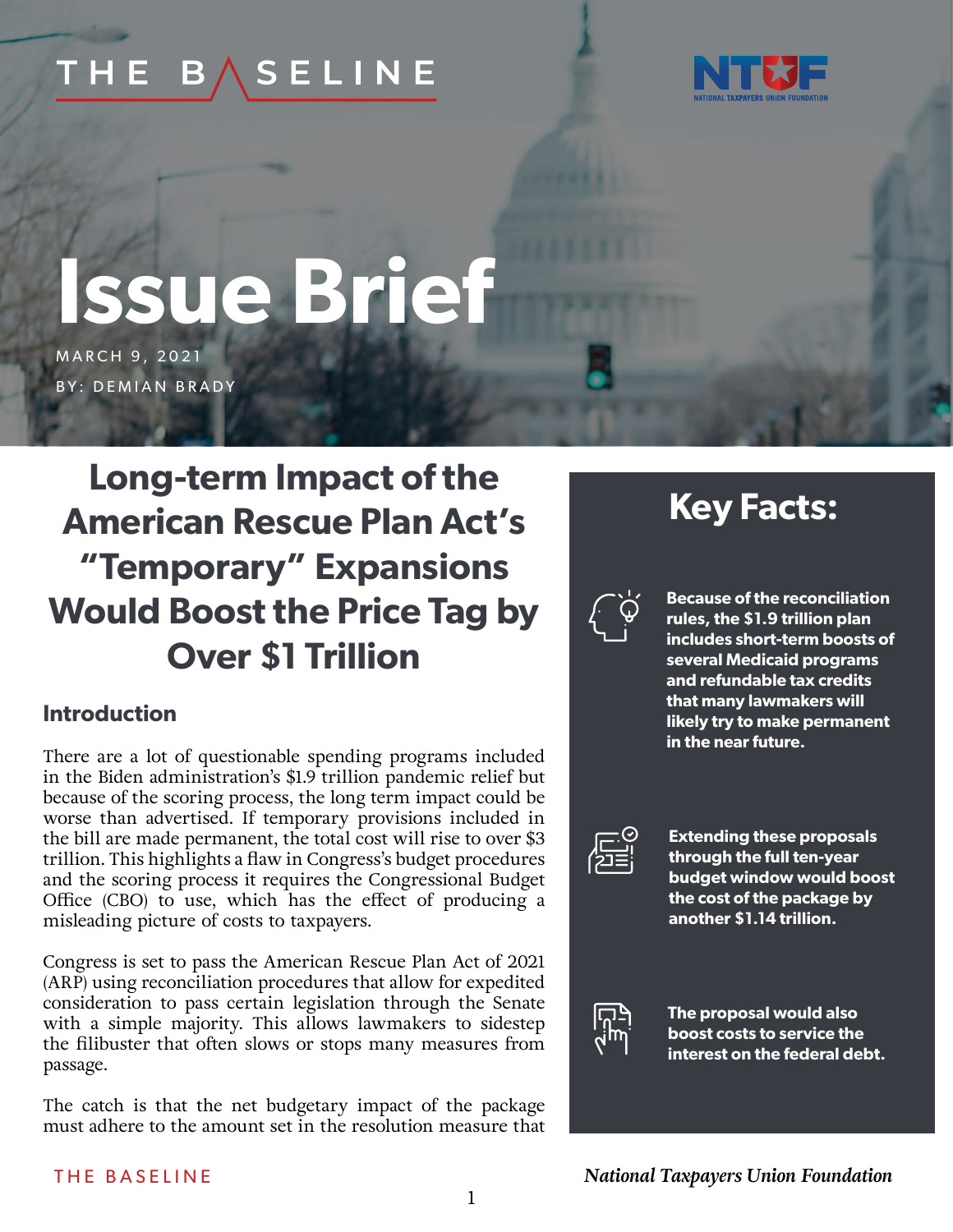THE BASELINE

# Issue Brief

MARCH 9, 2021

BY: DEMIAN BRADY

## Long-term Impact of the American Rescue Plan Act's "Temporary" Expansions Would Boost the Price Tag by Over $1 Trillion

### Key Facts:

- **Because of the reconciliation rules, the $1.9 trillion plan includes short-term boosts of several Medicaid programs and refundable tax credits that many lawmakers will likely try to make permanent in the near future.**
- **Extending these proposals through the full ten-year budget window would boost the cost of the package by another $1.14 trillion.**
- **The proposal would also boost costs to service the interest on the federal debt.**

### Introduction

There are a lot of questionable spending programs included in the Biden administration's $1.9 trillion pandemic relief but because of the scoring process, the long term impact could be worse than advertised. If temporary provisions included in the bill are made permanent, the total cost will rise to over $3 trillion. This highlights a flaw in Congress's budget procedures and the scoring process it requires the Congressional Budget Office (CBO) to use, which has the effect of producing a misleading picture of costs to taxpayers.

Congress is set to pass the American Rescue Plan Act of 2021 (ARP) using reconciliation procedures that allow for expedited consideration to pass certain legislation through the Senate with a simple majority. This allows lawmakers to sidestep the filibuster that often slows or stops many measures from passage.

The catch is that the net budgetary impact of the package must adhere to the amount set in the resolution measure that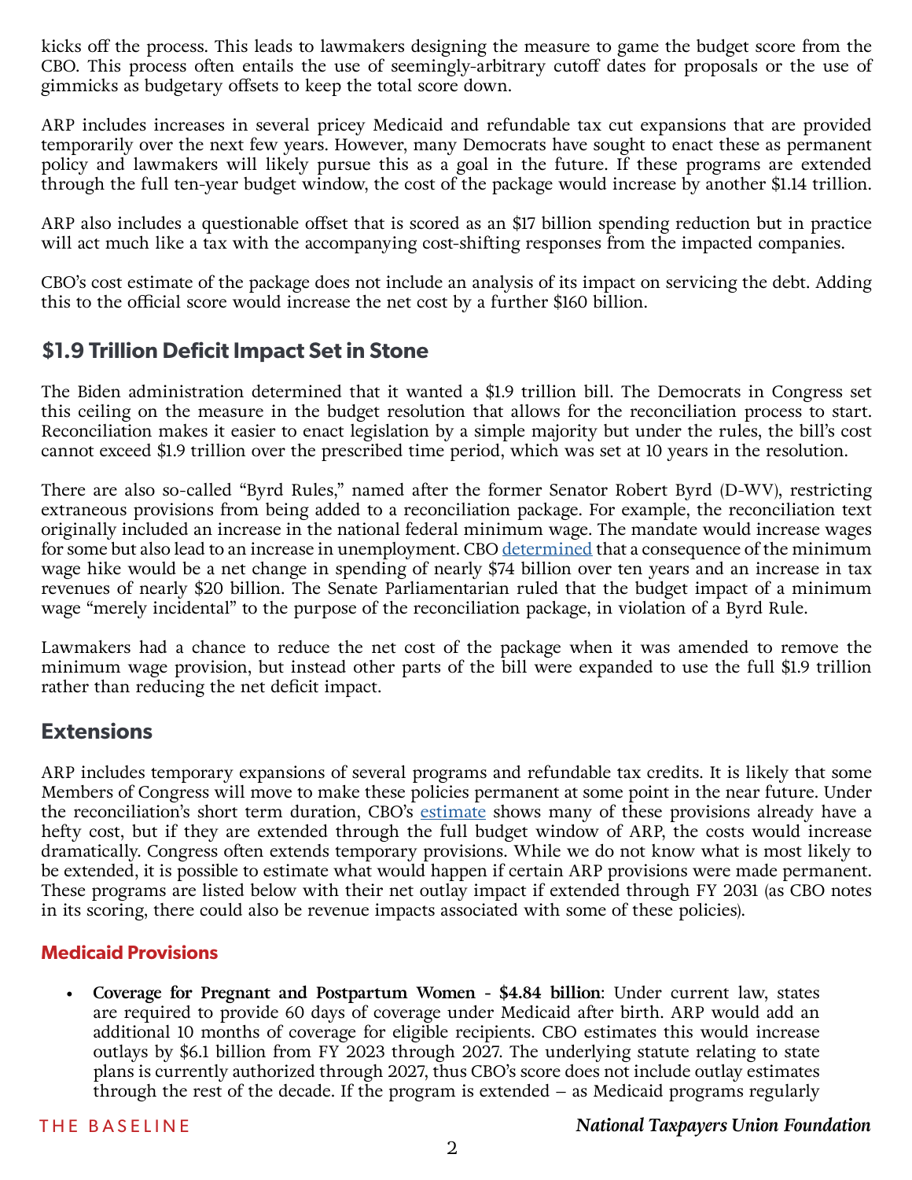kicks off the process. This leads to lawmakers designing the measure to game the budget score from the CBO. This process often entails the use of seemingly-arbitrary cutoff dates for proposals or the use of gimmicks as budgetary offsets to keep the total score down.

ARP includes increases in several pricey Medicaid and refundable tax cut expansions that are provided temporarily over the next few years. However, many Democrats have sought to enact these as permanent policy and lawmakers will likely pursue this as a goal in the future. If these programs are extended through the full ten-year budget window, the cost of the package would increase by another $1.14 trillion.

ARP also includes a questionable offset that is scored as an $17 billion spending reduction but in practice will act much like a tax with the accompanying cost-shifting responses from the impacted companies.

CBO's cost estimate of the package does not include an analysis of its impact on servicing the debt. Adding this to the official score would increase the net cost by a further $160 billion.

## $1.9 Trillion Deficit Impact Set in Stone

The Biden administration determined that it wanted a $1.9 trillion bill. The Democrats in Congress set this ceiling on the measure in the budget resolution that allows for the reconciliation process to start. Reconciliation makes it easier to enact legislation by a simple majority but under the rules, the bill's cost cannot exceed $1.9 trillion over the prescribed time period, which was set at 10 years in the resolution.

There are also so-called "Byrd Rules," named after the former Senator Robert Byrd (D-WV), restricting extraneous provisions from being added to a reconciliation package. For example, the reconciliation text originally included an increase in the national federal minimum wage. The mandate would increase wages for some but also lead to an increase in unemployment. CBO determined that a consequence of the minimum wage hike would be a net change in spending of nearly $74 billion over ten years and an increase in tax revenues of nearly $20 billion. The Senate Parliamentarian ruled that the budget impact of a minimum wage "merely incidental" to the purpose of the reconciliation package, in violation of a Byrd Rule.

Lawmakers had a chance to reduce the net cost of the package when it was amended to remove the minimum wage provision, but instead other parts of the bill were expanded to use the full $1.9 trillion rather than reducing the net deficit impact.

## Extensions

ARP includes temporary expansions of several programs and refundable tax credits. It is likely that some Members of Congress will move to make these policies permanent at some point in the near future. Under the reconciliation's short term duration, CBO's estimate shows many of these provisions already have a hefty cost, but if they are extended through the full budget window of ARP, the costs would increase dramatically. Congress often extends temporary provisions. While we do not know what is most likely to be extended, it is possible to estimate what would happen if certain ARP provisions were made permanent. These programs are listed below with their net outlay impact if extended through FY 2031 (as CBO notes in its scoring, there could also be revenue impacts associated with some of these policies).

### Medicaid Provisions

- **Coverage for Pregnant and Postpartum Women - $4.84 billion**: Under current law, states are required to provide 60 days of coverage under Medicaid after birth. ARP would add an additional 10 months of coverage for eligible recipients. CBO estimates this would increase outlays by $6.1 billion from FY 2023 through 2027. The underlying statute relating to state plans is currently authorized through 2027, thus CBO's score does not include outlay estimates through the rest of the decade. If the program is extended – as Medicaid programs regularly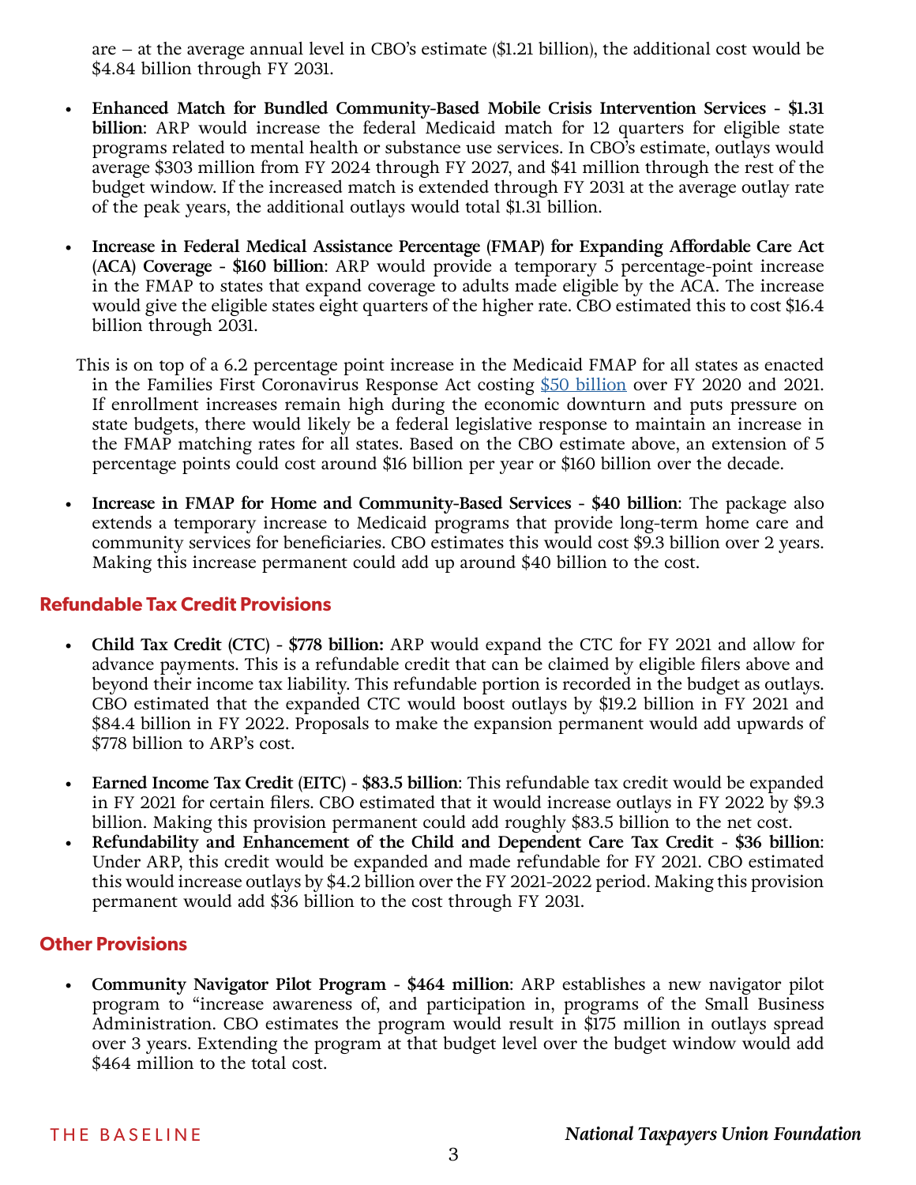are – at the average annual level in CBO's estimate ($1.21 billion), the additional cost would be $4.84 billion through FY 2031.

- **Enhanced Match for Bundled Community-Based Mobile Crisis Intervention Services - $1.31 billion**: ARP would increase the federal Medicaid match for 12 quarters for eligible state programs related to mental health or substance use services. In CBO's estimate, outlays would average $303 million from FY 2024 through FY 2027, and $41 million through the rest of the budget window. If the increased match is extended through FY 2031 at the average outlay rate of the peak years, the additional outlays would total $1.31 billion.

- **Increase in Federal Medical Assistance Percentage (FMAP) for Expanding Affordable Care Act (ACA) Coverage - $160 billion**: ARP would provide a temporary 5 percentage-point increase in the FMAP to states that expand coverage to adults made eligible by the ACA. The increase would give the eligible states eight quarters of the higher rate. CBO estimated this to cost $16.4 billion through 2031.

  This is on top of a 6.2 percentage point increase in the Medicaid FMAP for all states as enacted in the Families First Coronavirus Response Act costing [$50 billion] over FY 2020 and 2021. If enrollment increases remain high during the economic downturn and puts pressure on state budgets, there would likely be a federal legislative response to maintain an increase in the FMAP matching rates for all states. Based on the CBO estimate above, an extension of 5 percentage points could cost around $16 billion per year or $160 billion over the decade.

- **Increase in FMAP for Home and Community-Based Services - $40 billion**: The package also extends a temporary increase to Medicaid programs that provide long-term home care and community services for beneficiaries. CBO estimates this would cost $9.3 billion over 2 years. Making this increase permanent could add up around $40 billion to the cost.

## Refundable Tax Credit Provisions

- **Child Tax Credit (CTC) - $778 billion:** ARP would expand the CTC for FY 2021 and allow for advance payments. This is a refundable credit that can be claimed by eligible filers above and beyond their income tax liability. This refundable portion is recorded in the budget as outlays. CBO estimated that the expanded CTC would boost outlays by $19.2 billion in FY 2021 and $84.4 billion in FY 2022. Proposals to make the expansion permanent would add upwards of $778 billion to ARP's cost.

- **Earned Income Tax Credit (EITC) - $83.5 billion**: This refundable tax credit would be expanded in FY 2021 for certain filers. CBO estimated that it would increase outlays in FY 2022 by $9.3 billion. Making this provision permanent could add roughly $83.5 billion to the net cost.
- **Refundability and Enhancement of the Child and Dependent Care Tax Credit - $36 billion**: Under ARP, this credit would be expanded and made refundable for FY 2021. CBO estimated this would increase outlays by $4.2 billion over the FY 2021-2022 period. Making this provision permanent would add $36 billion to the cost through FY 2031.

## Other Provisions

- **Community Navigator Pilot Program - $464 million**: ARP establishes a new navigator pilot program to "increase awareness of, and participation in, programs of the Small Business Administration. CBO estimates the program would result in $175 million in outlays spread over 3 years. Extending the program at that budget level over the budget window would add $464 million to the total cost.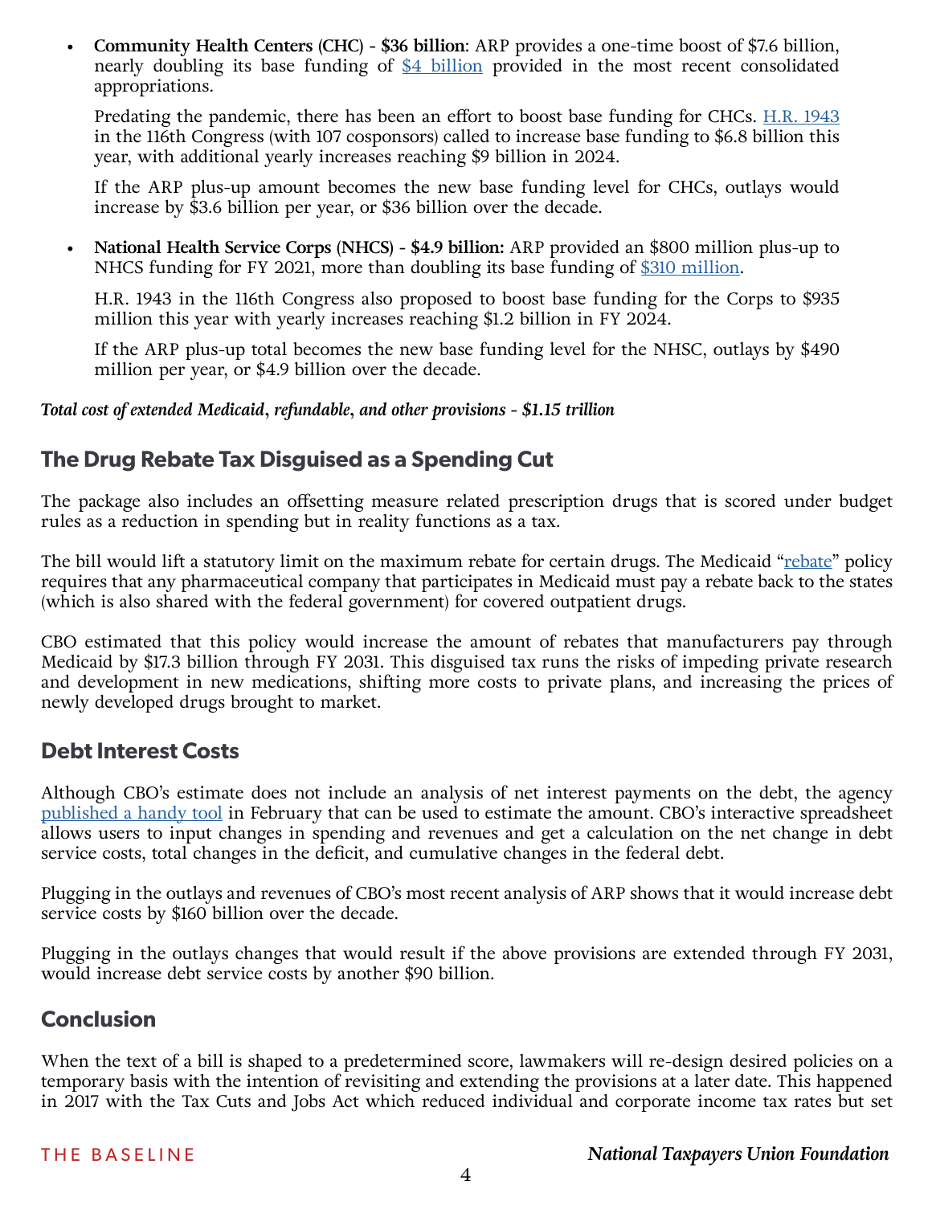- **Community Health Centers (CHC) - $36 billion**: ARP provides a one-time boost of $7.6 billion, nearly doubling its base funding of [$4 billion](#) provided in the most recent consolidated appropriations.

  Predating the pandemic, there has been an effort to boost base funding for CHCs. [H.R. 1943](#) in the 116th Congress (with 107 cosponsors) called to increase base funding to $6.8 billion this year, with additional yearly increases reaching $9 billion in 2024.

  If the ARP plus-up amount becomes the new base funding level for CHCs, outlays would increase by $3.6 billion per year, or $36 billion over the decade.

- **National Health Service Corps (NHCS) - $4.9 billion:** ARP provided an $800 million plus-up to NHCS funding for FY 2021, more than doubling its base funding of [$310 million](#).

  H.R. 1943 in the 116th Congress also proposed to boost base funding for the Corps to $935 million this year with yearly increases reaching $1.2 billion in FY 2024.

  If the ARP plus-up total becomes the new base funding level for the NHSC, outlays by $490 million per year, or $4.9 billion over the decade.

***Total cost of extended Medicaid, refundable, and other provisions - $1.15 trillion***

## The Drug Rebate Tax Disguised as a Spending Cut

The package also includes an offsetting measure related prescription drugs that is scored under budget rules as a reduction in spending but in reality functions as a tax.

The bill would lift a statutory limit on the maximum rebate for certain drugs. The Medicaid "[rebate](#)" policy requires that any pharmaceutical company that participates in Medicaid must pay a rebate back to the states (which is also shared with the federal government) for covered outpatient drugs.

CBO estimated that this policy would increase the amount of rebates that manufacturers pay through Medicaid by $17.3 billion through FY 2031. This disguised tax runs the risks of impeding private research and development in new medications, shifting more costs to private plans, and increasing the prices of newly developed drugs brought to market.

## Debt Interest Costs

Although CBO's estimate does not include an analysis of net interest payments on the debt, the agency [published a handy tool](#) in February that can be used to estimate the amount. CBO's interactive spreadsheet allows users to input changes in spending and revenues and get a calculation on the net change in debt service costs, total changes in the deficit, and cumulative changes in the federal debt.

Plugging in the outlays and revenues of CBO's most recent analysis of ARP shows that it would increase debt service costs by $160 billion over the decade.

Plugging in the outlays changes that would result if the above provisions are extended through FY 2031, would increase debt service costs by another $90 billion.

## Conclusion

When the text of a bill is shaped to a predetermined score, lawmakers will re-design desired policies on a temporary basis with the intention of revisiting and extending the provisions at a later date. This happened in 2017 with the Tax Cuts and Jobs Act which reduced individual and corporate income tax rates but set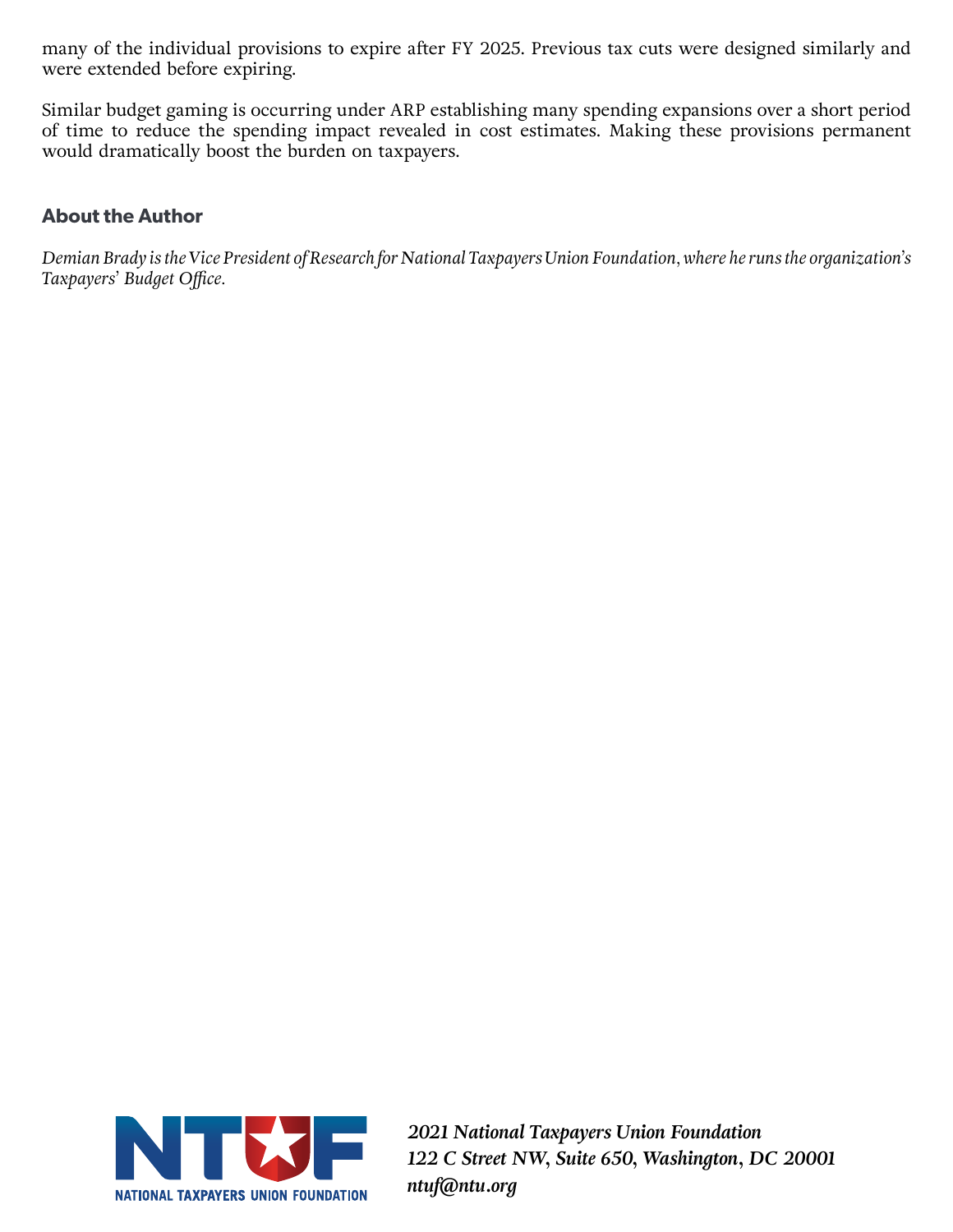many of the individual provisions to expire after FY 2025. Previous tax cuts were designed similarly and were extended before expiring.

Similar budget gaming is occurring under ARP establishing many spending expansions over a short period of time to reduce the spending impact revealed in cost estimates. Making these provisions permanent would dramatically boost the burden on taxpayers.

## About the Author

*Demian Brady is the Vice President of Research for National Taxpayers Union Foundation, where he runs the organization's Taxpayers' Budget Office.*

NTUF
NATIONAL TAXPAYERS UNION FOUNDATION

***2021 National Taxpayers Union Foundation***
***122 C Street NW, Suite 650, Washington, DC 20001***
***ntuf@ntu.org***